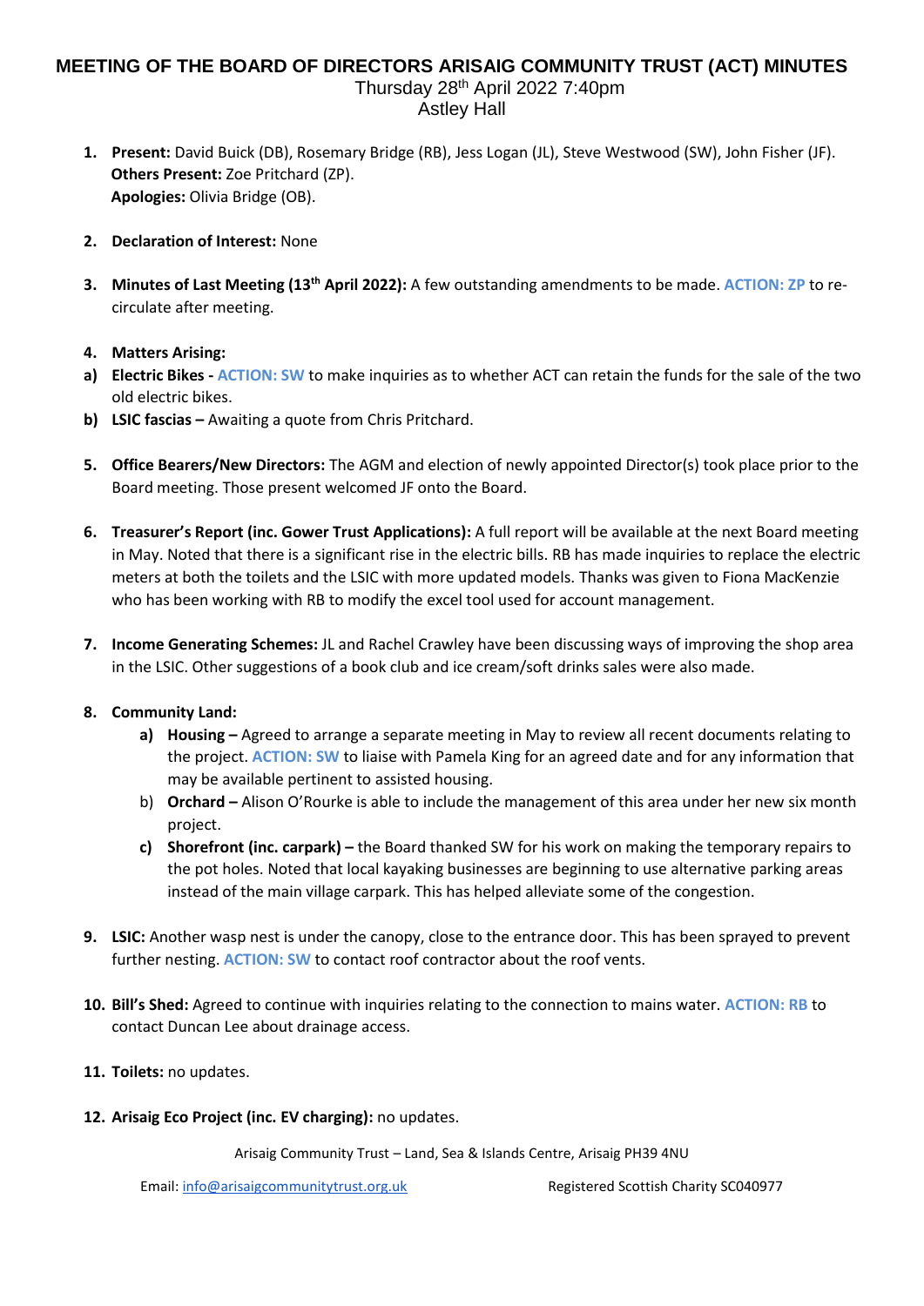# MEETING OF THE BOARD OF DIRECTORS ARISAIG COMMUNITY TRUST (ACT) MINUTES

Thursday 28th April 2022 7:40pm
Astley Hall

1. **Present:** David Buick (DB), Rosemary Bridge (RB), Jess Logan (JL), Steve Westwood (SW), John Fisher (JF).
   **Others Present:** Zoe Pritchard (ZP).
   **Apologies:** Olivia Bridge (OB).

2. **Declaration of Interest:** None

3. **Minutes of Last Meeting (13th April 2022):** A few outstanding amendments to be made. **ACTION: ZP** to re-circulate after meeting.

4. **Matters Arising:**

a) **Electric Bikes - ACTION: SW** to make inquiries as to whether ACT can retain the funds for the sale of the two old electric bikes.

b) **LSIC fascias –** Awaiting a quote from Chris Pritchard.

5. **Office Bearers/New Directors:** The AGM and election of newly appointed Director(s) took place prior to the Board meeting. Those present welcomed JF onto the Board.

6. **Treasurer's Report (inc. Gower Trust Applications):** A full report will be available at the next Board meeting in May. Noted that there is a significant rise in the electric bills. RB has made inquiries to replace the electric meters at both the toilets and the LSIC with more updated models. Thanks was given to Fiona MacKenzie who has been working with RB to modify the excel tool used for account management.

7. **Income Generating Schemes:** JL and Rachel Crawley have been discussing ways of improving the shop area in the LSIC. Other suggestions of a book club and ice cream/soft drinks sales were also made.

8. **Community Land:**
   a) **Housing –** Agreed to arrange a separate meeting in May to review all recent documents relating to the project. **ACTION: SW** to liaise with Pamela King for an agreed date and for any information that may be available pertinent to assisted housing.
   b) **Orchard –** Alison O'Rourke is able to include the management of this area under her new six month project.
   c) **Shorefront (inc. carpark) –** the Board thanked SW for his work on making the temporary repairs to the pot holes. Noted that local kayaking businesses are beginning to use alternative parking areas instead of the main village carpark. This has helped alleviate some of the congestion.

9. **LSIC:** Another wasp nest is under the canopy, close to the entrance door. This has been sprayed to prevent further nesting. **ACTION: SW** to contact roof contractor about the roof vents.

10. **Bill's Shed:** Agreed to continue with inquiries relating to the connection to mains water. **ACTION: RB** to contact Duncan Lee about drainage access.

11. **Toilets:** no updates.

12. **Arisaig Eco Project (inc. EV charging):** no updates.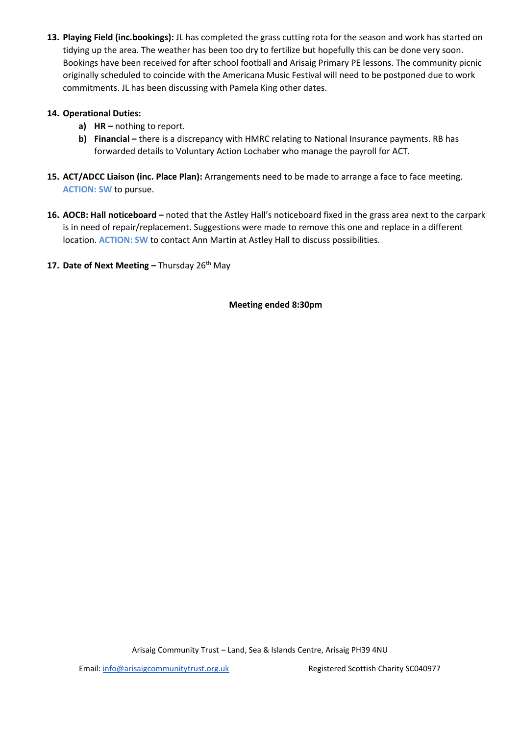13. **Playing Field (inc.bookings):** JL has completed the grass cutting rota for the season and work has started on tidying up the area. The weather has been too dry to fertilize but hopefully this can be done very soon. Bookings have been received for after school football and Arisaig Primary PE lessons. The community picnic originally scheduled to coincide with the Americana Music Festival will need to be postponed due to work commitments. JL has been discussing with Pamela King other dates.

14. **Operational Duties:**
    a) **HR –** nothing to report.
    b) **Financial –** there is a discrepancy with HMRC relating to National Insurance payments. RB has forwarded details to Voluntary Action Lochaber who manage the payroll for ACT.

15. **ACT/ADCC Liaison (inc. Place Plan):** Arrangements need to be made to arrange a face to face meeting. **ACTION: SW** to pursue.

16. **AOCB: Hall noticeboard –** noted that the Astley Hall's noticeboard fixed in the grass area next to the carpark is in need of repair/replacement. Suggestions were made to remove this one and replace in a different location. **ACTION: SW** to contact Ann Martin at Astley Hall to discuss possibilities.

17. **Date of Next Meeting –** Thursday 26th May

**Meeting ended 8:30pm**

Arisaig Community Trust – Land, Sea & Islands Centre, Arisaig PH39 4NU

Email: info@arisaigcommunitytrust.org.uk Registered Scottish Charity SC040977